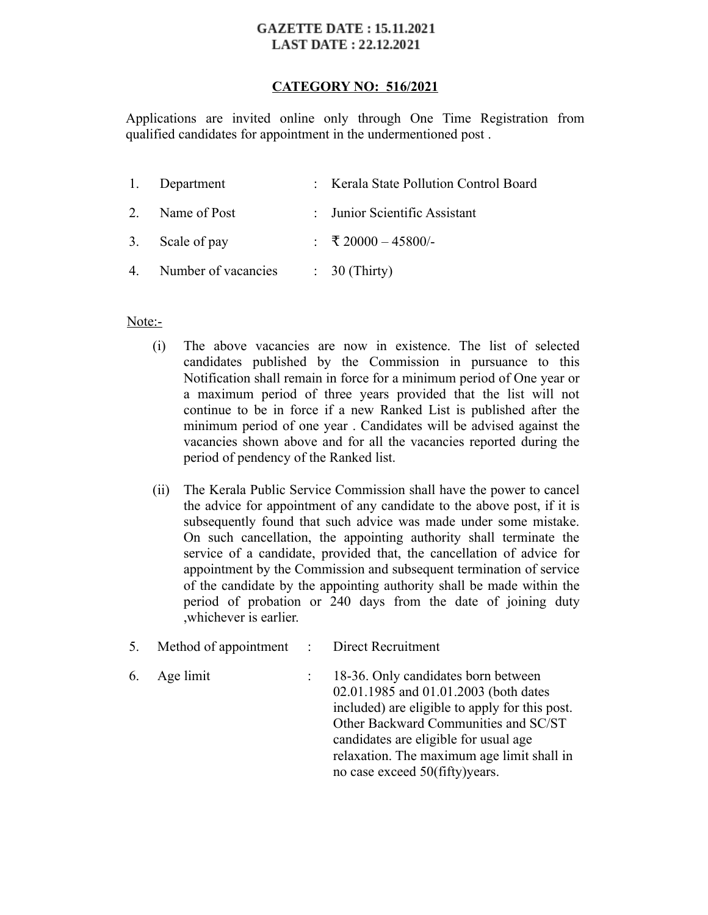**GAZETTE DATE : 15.11.2021**
**LAST DATE : 22.12.2021**

**CATEGORY NO: 516/2021**

Applications are invited online only through One Time Registration from qualified candidates for appointment in the undermentioned post .

1. Department : Kerala State Pollution Control Board
2. Name of Post : Junior Scientific Assistant
3. Scale of pay : ₹ 20000 – 45800/-
4. Number of vacancies : 30 (Thirty)

Note:-

(i) The above vacancies are now in existence. The list of selected candidates published by the Commission in pursuance to this Notification shall remain in force for a minimum period of One year or a maximum period of three years provided that the list will not continue to be in force if a new Ranked List is published after the minimum period of one year . Candidates will be advised against the vacancies shown above and for all the vacancies reported during the period of pendency of the Ranked list.

(ii) The Kerala Public Service Commission shall have the power to cancel the advice for appointment of any candidate to the above post, if it is subsequently found that such advice was made under some mistake. On such cancellation, the appointing authority shall terminate the service of a candidate, provided that, the cancellation of advice for appointment by the Commission and subsequent termination of service of the candidate by the appointing authority shall be made within the period of probation or 240 days from the date of joining duty ,whichever is earlier.

5. Method of appointment : Direct Recruitment
6. Age limit : 18-36. Only candidates born between 02.01.1985 and 01.01.2003 (both dates included) are eligible to apply for this post. Other Backward Communities and SC/ST candidates are eligible for usual age relaxation. The maximum age limit shall in no case exceed 50(fifty)years.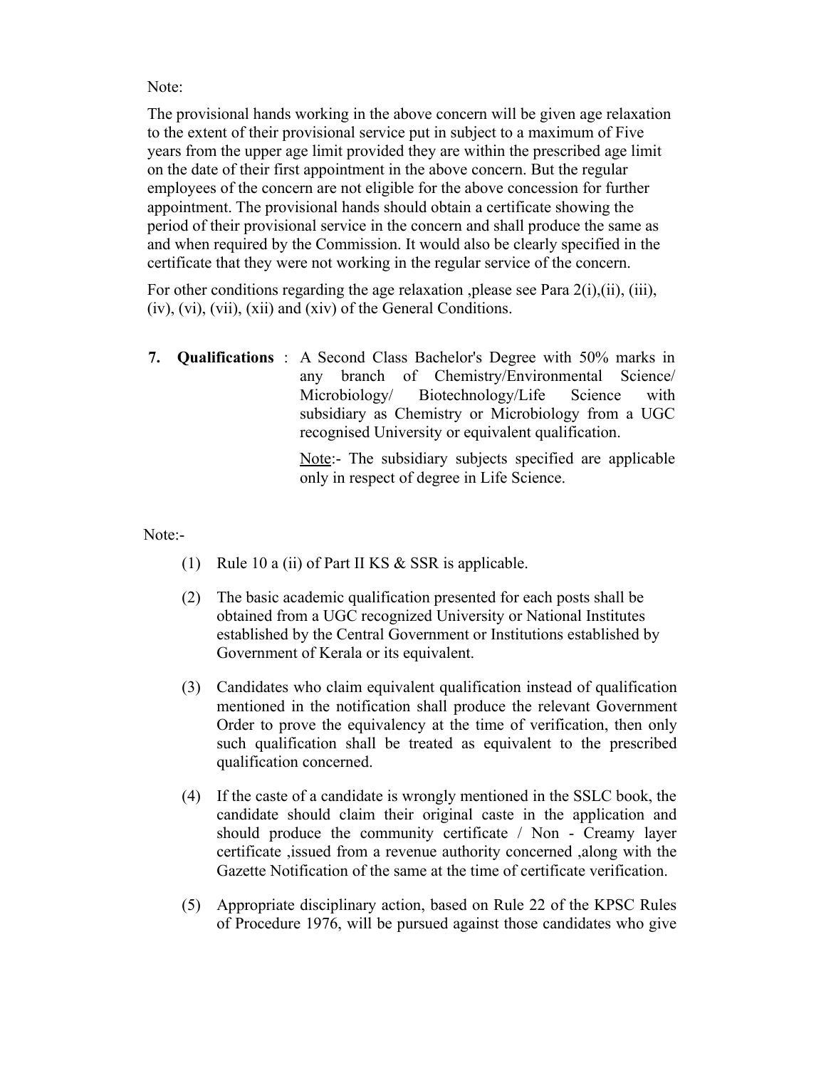Note:

The provisional hands working in the above concern will be given age relaxation to the extent of their provisional service put in subject to a maximum of Five years from the upper age limit provided they are within the prescribed age limit on the date of their first appointment in the above concern. But the regular employees of the concern are not eligible for the above concession for further appointment. The provisional hands should obtain a certificate showing the period of their provisional service in the concern and shall produce the same as and when required by the Commission. It would also be clearly specified in the certificate that they were not working in the regular service of the concern.

For other conditions regarding the age relaxation ,please see Para 2(i),(ii), (iii), (iv), (vi), (vii), (xii) and (xiv) of the General Conditions.

**7. Qualifications** : A Second Class Bachelor's Degree with 50% marks in any branch of Chemistry/Environmental Science/ Microbiology/ Biotechnology/Life Science with subsidiary as Chemistry or Microbiology from a UGC recognised University or equivalent qualification.

Note:- The subsidiary subjects specified are applicable only in respect of degree in Life Science.

Note:-

(1) Rule 10 a (ii) of Part II KS & SSR is applicable.

(2) The basic academic qualification presented for each posts shall be obtained from a UGC recognized University or National Institutes established by the Central Government or Institutions established by Government of Kerala or its equivalent.

(3) Candidates who claim equivalent qualification instead of qualification mentioned in the notification shall produce the relevant Government Order to prove the equivalency at the time of verification, then only such qualification shall be treated as equivalent to the prescribed qualification concerned.

(4) If the caste of a candidate is wrongly mentioned in the SSLC book, the candidate should claim their original caste in the application and should produce the community certificate / Non - Creamy layer certificate ,issued from a revenue authority concerned ,along with the Gazette Notification of the same at the time of certificate verification.

(5) Appropriate disciplinary action, based on Rule 22 of the KPSC Rules of Procedure 1976, will be pursued against those candidates who give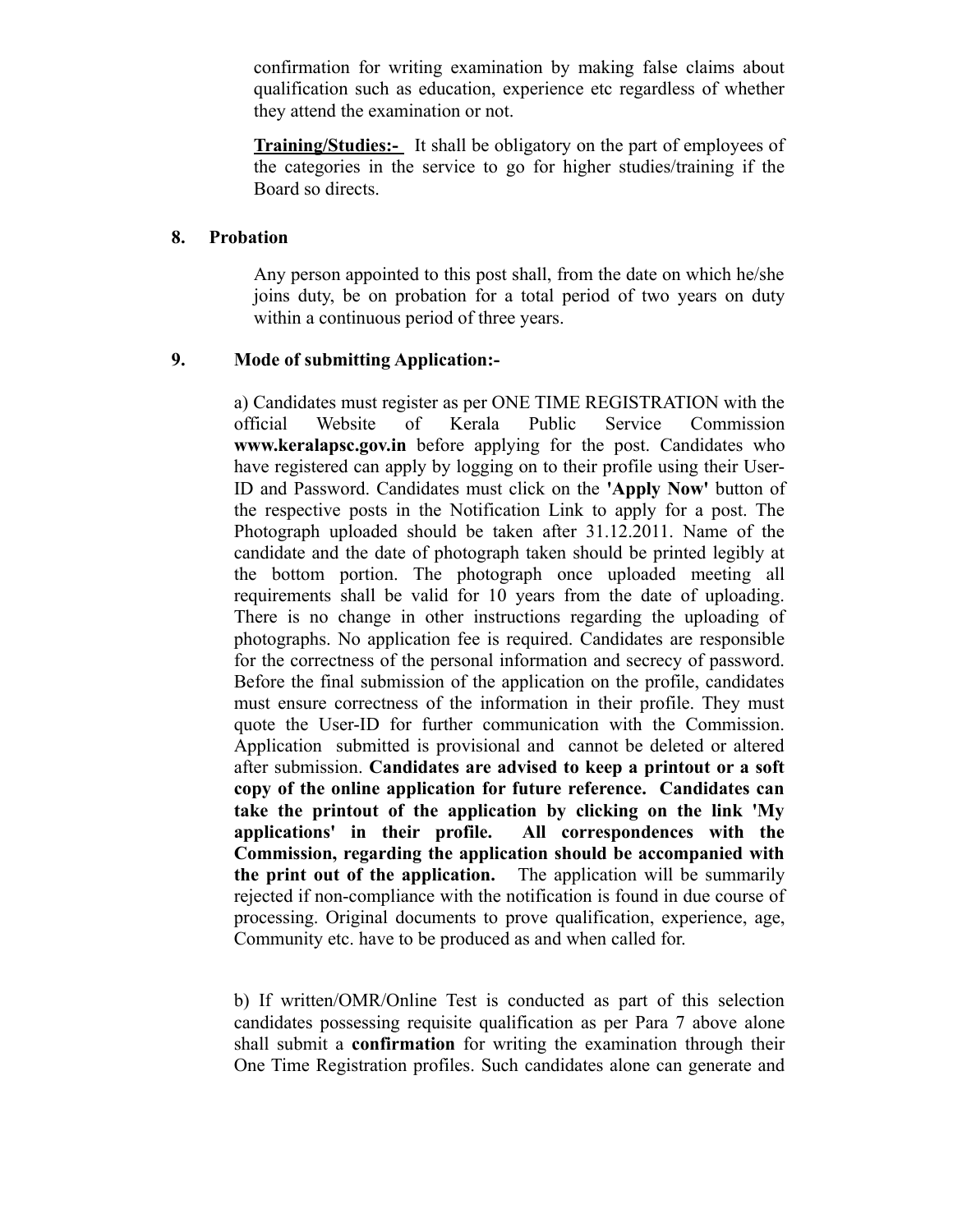confirmation for writing examination by making false claims about qualification such as education, experience etc regardless of whether they attend the examination or not.

**Training/Studies:-** It shall be obligatory on the part of employees of the categories in the service to go for higher studies/training if the Board so directs.

## 8. Probation

Any person appointed to this post shall, from the date on which he/she joins duty, be on probation for a total period of two years on duty within a continuous period of three years.

## 9. Mode of submitting Application:-

a) Candidates must register as per ONE TIME REGISTRATION with the official Website of Kerala Public Service Commission **www.keralapsc.gov.in** before applying for the post. Candidates who have registered can apply by logging on to their profile using their User-ID and Password. Candidates must click on the **'Apply Now'** button of the respective posts in the Notification Link to apply for a post. The Photograph uploaded should be taken after 31.12.2011. Name of the candidate and the date of photograph taken should be printed legibly at the bottom portion. The photograph once uploaded meeting all requirements shall be valid for 10 years from the date of uploading. There is no change in other instructions regarding the uploading of photographs. No application fee is required. Candidates are responsible for the correctness of the personal information and secrecy of password. Before the final submission of the application on the profile, candidates must ensure correctness of the information in their profile. They must quote the User-ID for further communication with the Commission. Application submitted is provisional and cannot be deleted or altered after submission. **Candidates are advised to keep a printout or a soft copy of the online application for future reference. Candidates can take the printout of the application by clicking on the link 'My applications' in their profile. All correspondences with the Commission, regarding the application should be accompanied with the print out of the application.** The application will be summarily rejected if non-compliance with the notification is found in due course of processing. Original documents to prove qualification, experience, age, Community etc. have to be produced as and when called for.

b) If written/OMR/Online Test is conducted as part of this selection candidates possessing requisite qualification as per Para 7 above alone shall submit a **confirmation** for writing the examination through their One Time Registration profiles. Such candidates alone can generate and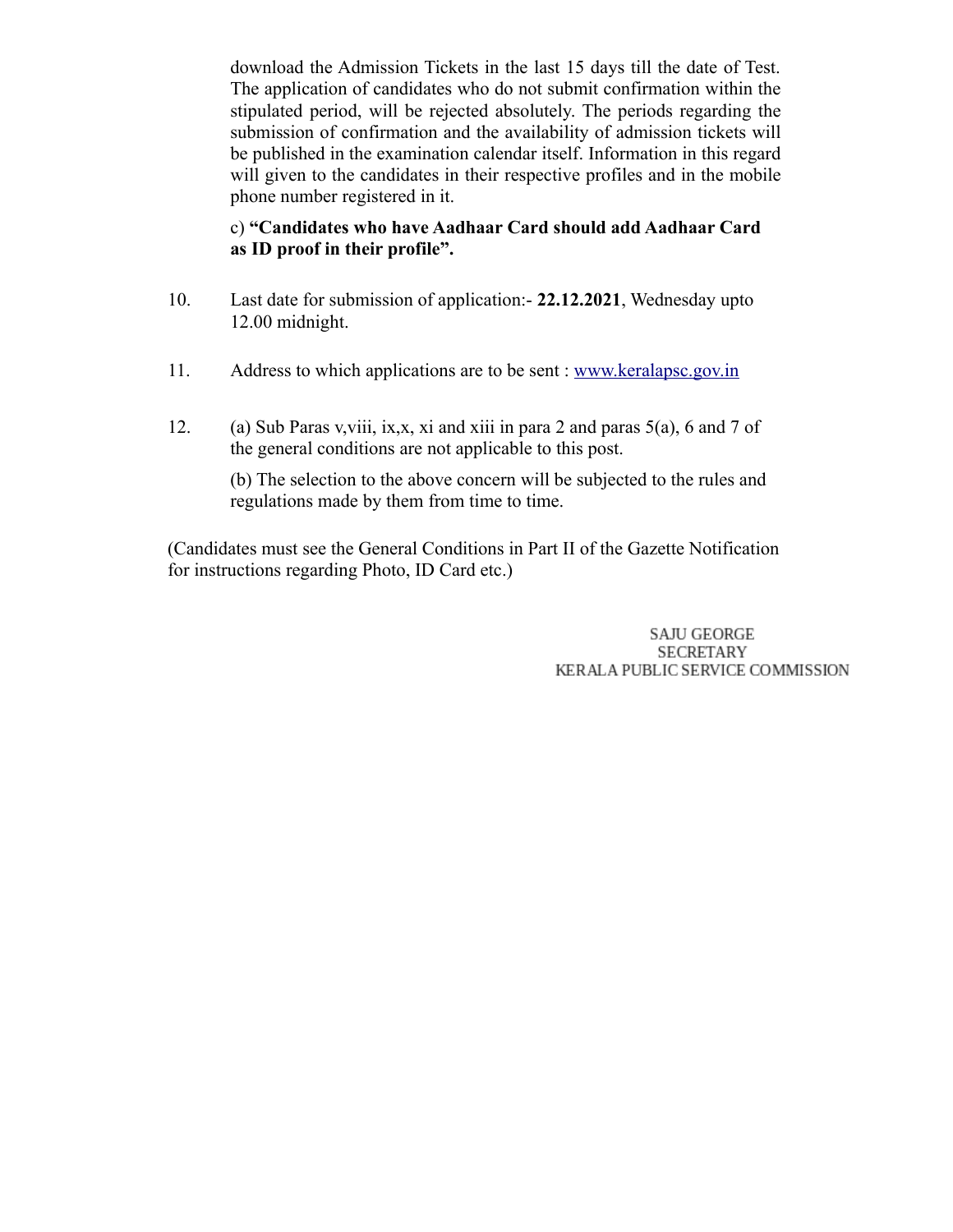download the Admission Tickets in the last 15 days till the date of Test. The application of candidates who do not submit confirmation within the stipulated period, will be rejected absolutely. The periods regarding the submission of confirmation and the availability of admission tickets will be published in the examination calendar itself. Information in this regard will given to the candidates in their respective profiles and in the mobile phone number registered in it.

c) **"Candidates who have Aadhaar Card should add Aadhaar Card as ID proof in their profile".**

10. Last date for submission of application:- **22.12.2021**, Wednesday upto 12.00 midnight.

11. Address to which applications are to be sent : www.keralapsc.gov.in

12. (a) Sub Paras v,viii, ix,x, xi and xiii in para 2 and paras 5(a), 6 and 7 of the general conditions are not applicable to this post.

    (b) The selection to the above concern will be subjected to the rules and regulations made by them from time to time.

(Candidates must see the General Conditions in Part II of the Gazette Notification for instructions regarding Photo, ID Card etc.)

SAJU GEORGE
SECRETARY
KERALA PUBLIC SERVICE COMMISSION